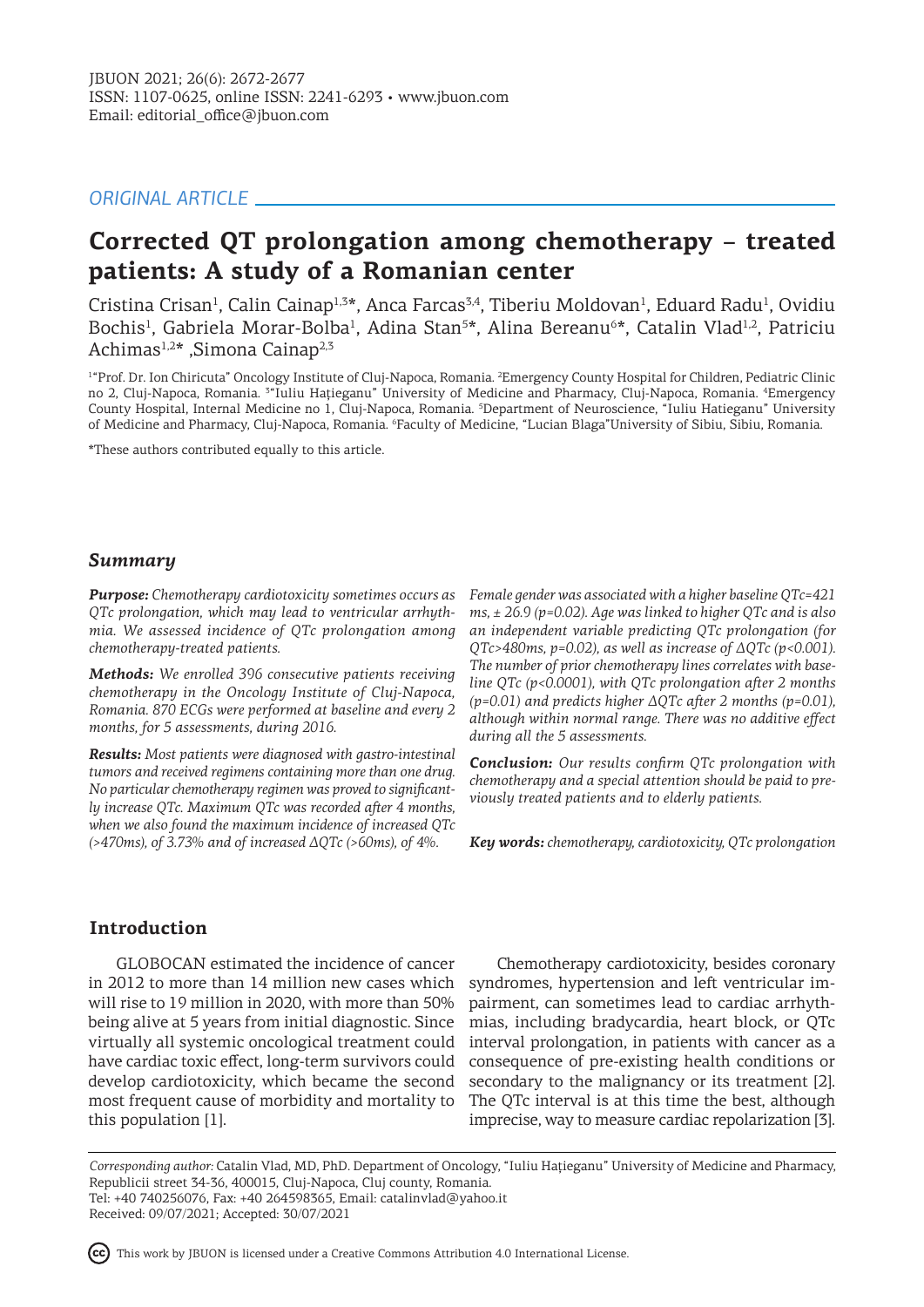ORIGINAL ARTICLE

# Corrected QT prolongation among chemotherapy – treated patients: A study of a Romanian center

Cristina Crisan[1], Calin Cainap[1,3*], Anca Farcas[3,4], Tiberiu Moldovan[1], Eduard Radu[1], Ovidiu Bochis[1], Gabriela Morar-Bolba[1], Adina Stan[5*], Alina Bereanu[6*], Catalin Vlad[1,2], Patriciu Achimas[1,2*] ,Simona Cainap[2,3]

[1]"Prof. Dr. Ion Chiricuta" Oncology Institute of Cluj-Napoca, Romania. [2]Emergency County Hospital for Children, Pediatric Clinic no 2, Cluj-Napoca, Romania. [3]"Iuliu Hațieganu" University of Medicine and Pharmacy, Cluj-Napoca, Romania. [4]Emergency County Hospital, Internal Medicine no 1, Cluj-Napoca, Romania. [5]Department of Neuroscience, "Iuliu Hatieganu" University of Medicine and Pharmacy, Cluj-Napoca, Romania. [6]Faculty of Medicine, "Lucian Blaga"University of Sibiu, Sibiu, Romania.

*These authors contributed equally to this article.

## Summary

***Purpose:*** *Chemotherapy cardiotoxicity sometimes occurs as QTc prolongation, which may lead to ventricular arrhythmia. We assessed incidence of QTc prolongation among chemotherapy-treated patients.*

***Methods:*** *We enrolled 396 consecutive patients receiving chemotherapy in the Oncology Institute of Cluj-Napoca, Romania. 870 ECGs were performed at baseline and every 2 months, for 5 assessments, during 2016.*

***Results:*** *Most patients were diagnosed with gastro-intestinal tumors and received regimens containing more than one drug. No particular chemotherapy regimen was proved to significantly increase QTc. Maximum QTc was recorded after 4 months, when we also found the maximum incidence of increased QTc (>470ms), of 3.73% and of increased ΔQTc (>60ms), of 4%. Female gender was associated with a higher baseline QTc=421 ms, ± 26.9 (p=0.02). Age was linked to higher QTc and is also an independent variable predicting QTc prolongation (for QTc>480ms, p=0.02), as well as increase of ΔQTc (p<0.001). The number of prior chemotherapy lines correlates with baseline QTc (p<0.0001), with QTc prolongation after 2 months (p=0.01) and predicts higher ΔQTc after 2 months (p=0.01), although within normal range. There was no additive effect during all the 5 assessments.*

***Conclusion:*** *Our results confirm QTc prolongation with chemotherapy and a special attention should be paid to previously treated patients and to elderly patients.*

***Key words:*** *chemotherapy, cardiotoxicity, QTc prolongation*

## Introduction

GLOBOCAN estimated the incidence of cancer in 2012 to more than 14 million new cases which will rise to 19 million in 2020, with more than 50% being alive at 5 years from initial diagnostic. Since virtually all systemic oncological treatment could have cardiac toxic effect, long-term survivors could develop cardiotoxicity, which became the second most frequent cause of morbidity and mortality to this population [1].

Chemotherapy cardiotoxicity, besides coronary syndromes, hypertension and left ventricular impairment, can sometimes lead to cardiac arrhythmias, including bradycardia, heart block, or QTc interval prolongation, in patients with cancer as a consequence of pre-existing health conditions or secondary to the malignancy or its treatment [2]. The QTc interval is at this time the best, although imprecise, way to measure cardiac repolarization [3].

*Corresponding author:* Catalin Vlad, MD, PhD. Department of Oncology, "Iuliu Hațieganu" University of Medicine and Pharmacy, Republicii street 34-36, 400015, Cluj-Napoca, Cluj county, Romania.
Tel: +40 740256076, Fax: +40 264598365, Email: catalinvlad@yahoo.it
Received: 09/07/2021; Accepted: 30/07/2021

This work by JBUON is licensed under a Creative Commons Attribution 4.0 International License.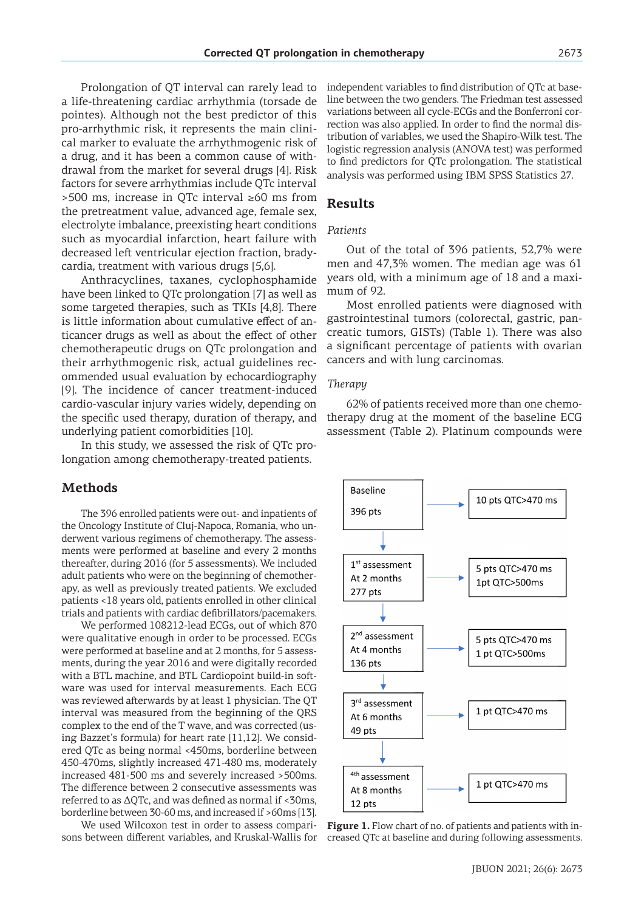Prolongation of QT interval can rarely lead to a life-threatening cardiac arrhythmia (torsade de pointes). Although not the best predictor of this pro-arrhythmic risk, it represents the main clinical marker to evaluate the arrhythmogenic risk of a drug, and it has been a common cause of withdrawal from the market for several drugs [4]. Risk factors for severe arrhythmias include QTc interval >500 ms, increase in QTc interval ≥60 ms from the pretreatment value, advanced age, female sex, electrolyte imbalance, preexisting heart conditions such as myocardial infarction, heart failure with decreased left ventricular ejection fraction, bradycardia, treatment with various drugs [5,6].

Anthracyclines, taxanes, cyclophosphamide have been linked to QTc prolongation [7] as well as some targeted therapies, such as TKIs [4,8]. There is little information about cumulative effect of anticancer drugs as well as about the effect of other chemotherapeutic drugs on QTc prolongation and their arrhythmogenic risk, actual guidelines recommended usual evaluation by echocardiography [9]. The incidence of cancer treatment-induced cardio-vascular injury varies widely, depending on the specific used therapy, duration of therapy, and underlying patient comorbidities [10].

In this study, we assessed the risk of QTc prolongation among chemotherapy-treated patients.

## Methods

The 396 enrolled patients were out- and inpatients of the Oncology Institute of Cluj-Napoca, Romania, who underwent various regimens of chemotherapy. The assessments were performed at baseline and every 2 months thereafter, during 2016 (for 5 assessments). We included adult patients who were on the beginning of chemotherapy, as well as previously treated patients. We excluded patients <18 years old, patients enrolled in other clinical trials and patients with cardiac defibrillators/pacemakers.

We performed 108212-lead ECGs, out of which 870 were qualitative enough in order to be processed. ECGs were performed at baseline and at 2 months, for 5 assessments, during the year 2016 and were digitally recorded with a BTL machine, and BTL Cardiopoint build-in software was used for interval measurements. Each ECG was reviewed afterwards by at least 1 physician. The QT interval was measured from the beginning of the QRS complex to the end of the T wave, and was corrected (using Bazzet's formula) for heart rate [11,12]. We considered QTc as being normal <450ms, borderline between 450-470ms, slightly increased 471-480 ms, moderately increased 481-500 ms and severely increased >500ms. The difference between 2 consecutive assessments was referred to as ΔQTc, and was defined as normal if <30ms, borderline between 30-60 ms, and increased if >60ms [13].

We used Wilcoxon test in order to assess comparisons between different variables, and Kruskal-Wallis for independent variables to find distribution of QTc at baseline between the two genders. The Friedman test assessed variations between all cycle-ECGs and the Bonferroni correction was also applied. In order to find the normal distribution of variables, we used the Shapiro-Wilk test. The logistic regression analysis (ANOVA test) was performed to find predictors for QTc prolongation. The statistical analysis was performed using IBM SPSS Statistics 27.

## Results

### *Patients*

Out of the total of 396 patients, 52,7% were men and 47,3% women. The median age was 61 years old, with a minimum age of 18 and a maximum of 92.

Most enrolled patients were diagnosed with gastrointestinal tumors (colorectal, gastric, pancreatic tumors, GISTs) (Table 1). There was also a significant percentage of patients with ovarian cancers and with lung carcinomas.

### *Therapy*

62% of patients received more than one chemotherapy drug at the moment of the baseline ECG assessment (Table 2). Platinum compounds were

| Assessment | Patients with increased QTc |
|---|---|
| Baseline<br>396 pts | 10 pts QTC>470 ms |
| 1st assessment<br>At 2 months<br>277 pts | 5 pts QTC>470 ms<br>1pt QTC>500ms |
| 2nd assessment<br>At 4 months<br>136 pts | 5 pts QTC>470 ms<br>1 pt QTC>500ms |
| 3rd assessment<br>At 6 months<br>49 pts | 1 pt QTC>470 ms |
| 4th assessment<br>At 8 months<br>12 pts | 1 pt QTC>470 ms |

**Figure 1.** Flow chart of no. of patients and patients with increased QTc at baseline and during following assessments.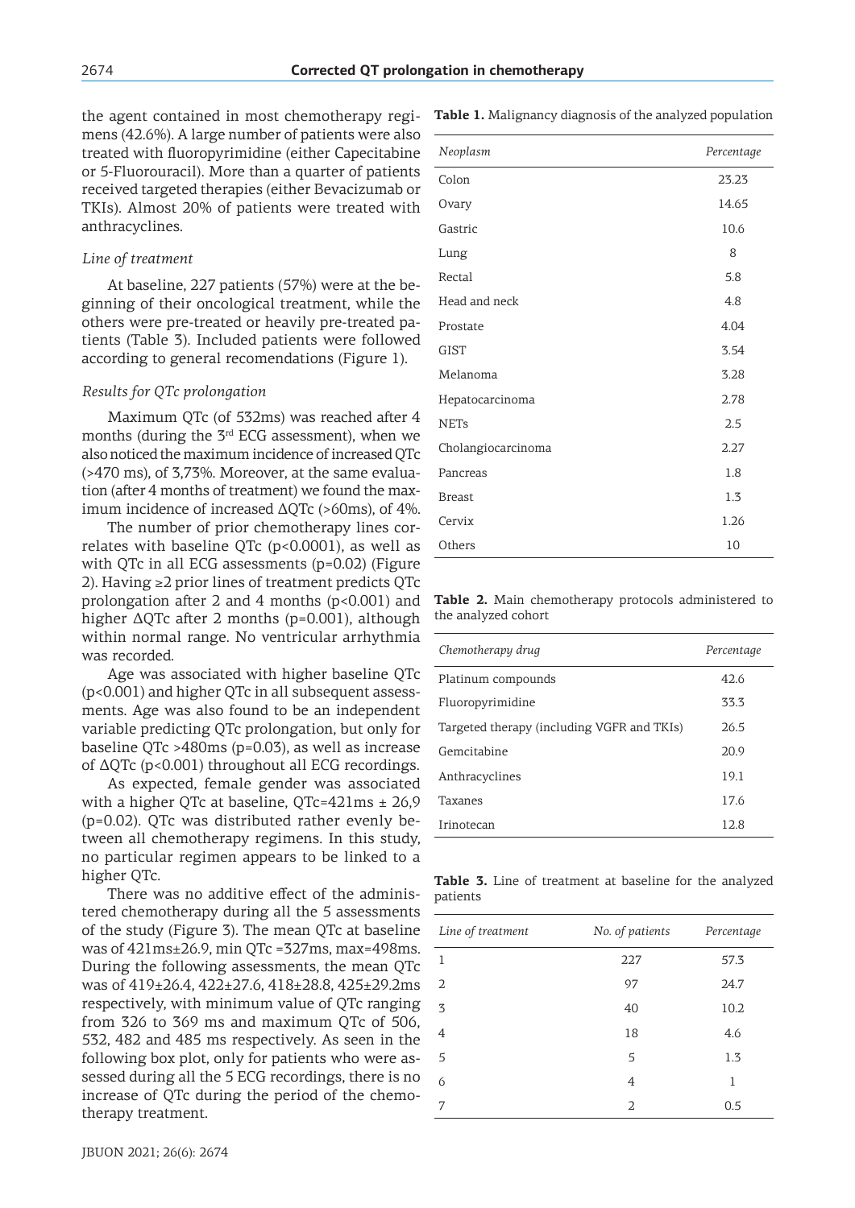the agent contained in most chemotherapy regimens (42.6%). A large number of patients were also treated with fluoropyrimidine (either Capecitabine or 5-Fluorouracil). More than a quarter of patients received targeted therapies (either Bevacizumab or TKIs). Almost 20% of patients were treated with anthracyclines.

*Line of treatment*

At baseline, 227 patients (57%) were at the beginning of their oncological treatment, while the others were pre-treated or heavily pre-treated patients (Table 3). Included patients were followed according to general recomendations (Figure 1).

*Results for QTc prolongation*

Maximum QTc (of 532ms) was reached after 4 months (during the 3rd ECG assessment), when we also noticed the maximum incidence of increased QTc (>470 ms), of 3,73%. Moreover, at the same evaluation (after 4 months of treatment) we found the maximum incidence of increased ΔQTc (>60ms), of 4%.

The number of prior chemotherapy lines correlates with baseline QTc ($p<0.0001$), as well as with QTc in all ECG assessments ($p=0.02$) (Figure 2). Having ≥2 prior lines of treatment predicts QTc prolongation after 2 and 4 months ($p<0.001$) and higher ΔQTc after 2 months ($p=0.001$), although within normal range. No ventricular arrhythmia was recorded.

Age was associated with higher baseline QTc ($p<0.001$) and higher QTc in all subsequent assessments. Age was also found to be an independent variable predicting QTc prolongation, but only for baseline QTc >480ms ($p=0.03$), as well as increase of ΔQTc ($p<0.001$) throughout all ECG recordings.

As expected, female gender was associated with a higher QTc at baseline, QTc=421ms ± 26,9 ($p=0.02$). QTc was distributed rather evenly between all chemotherapy regimens. In this study, no particular regimen appears to be linked to a higher QTc.

There was no additive effect of the administered chemotherapy during all the 5 assessments of the study (Figure 3). The mean QTc at baseline was of 421ms±26.9, min QTc =327ms, max=498ms. During the following assessments, the mean QTc was of 419±26.4, 422±27.6, 418±28.8, 425±29.2ms respectively, with minimum value of QTc ranging from 326 to 369 ms and maximum QTc of 506, 532, 482 and 485 ms respectively. As seen in the following box plot, only for patients who were assessed during all the 5 ECG recordings, there is no increase of QTc during the period of the chemotherapy treatment.

**Table 1.** Malignancy diagnosis of the analyzed population

| *Neoplasm* | *Percentage* |
|---|---|
| Colon | 23.23 |
| Ovary | 14.65 |
| Gastric | 10.6 |
| Lung | 8 |
| Rectal | 5.8 |
| Head and neck | 4.8 |
| Prostate | 4.04 |
| GIST | 3.54 |
| Melanoma | 3.28 |
| Hepatocarcinoma | 2.78 |
| NETs | 2.5 |
| Cholangiocarcinoma | 2.27 |
| Pancreas | 1.8 |
| Breast | 1.3 |
| Cervix | 1.26 |
| Others | 10 |

**Table 2.** Main chemotherapy protocols administered to the analyzed cohort

| *Chemotherapy drug* | *Percentage* |
|---|---|
| Platinum compounds | 42.6 |
| Fluoropyrimidine | 33.3 |
| Targeted therapy (including VGFR and TKIs) | 26.5 |
| Gemcitabine | 20.9 |
| Anthracyclines | 19.1 |
| Taxanes | 17.6 |
| Irinotecan | 12.8 |

**Table 3.** Line of treatment at baseline for the analyzed patients

| *Line of treatment* | *No. of patients* | *Percentage* |
|---|---|---|
| 1 | 227 | 57.3 |
| 2 | 97 | 24.7 |
| 3 | 40 | 10.2 |
| 4 | 18 | 4.6 |
| 5 | 5 | 1.3 |
| 6 | 4 | 1 |
| 7 | 2 | 0.5 |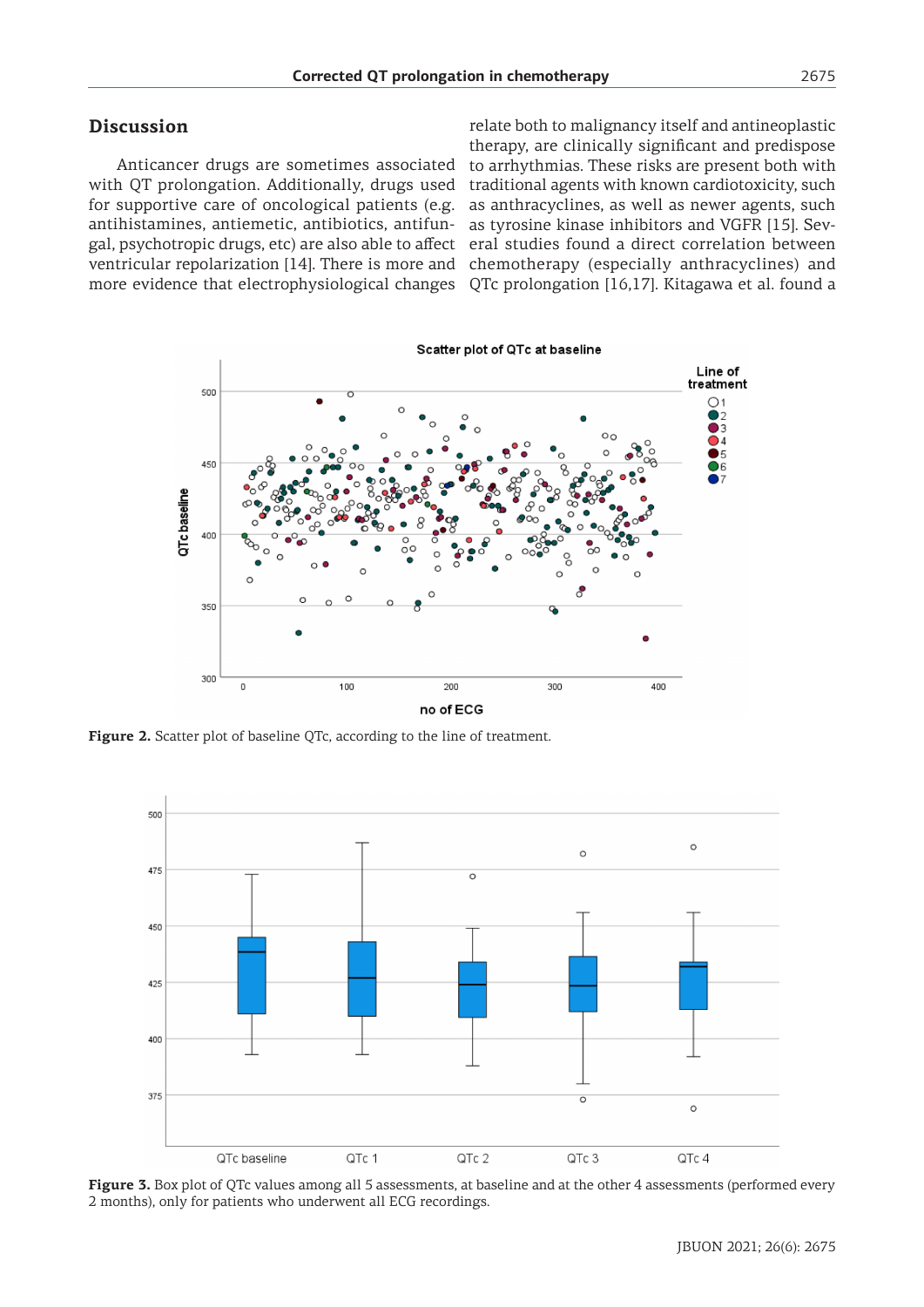## Discussion

Anticancer drugs are sometimes associated with QT prolongation. Additionally, drugs used for supportive care of oncological patients (e.g. antihistamines, antiemetic, antibiotics, antifungal, psychotropic drugs, etc) are also able to affect ventricular repolarization [14]. There is more and more evidence that electrophysiological changes relate both to malignancy itself and antineoplastic therapy, are clinically significant and predispose to arrhythmias. These risks are present both with traditional agents with known cardiotoxicity, such as anthracyclines, as well as newer agents, such as tyrosine kinase inhibitors and VGFR [15]. Several studies found a direct correlation between chemotherapy (especially anthracyclines) and QTc prolongation [16,17]. Kitagawa et al. found a

**Figure 2.** Scatter plot of baseline QTc, according to the line of treatment.

**Figure 3.** Box plot of QTc values among all 5 assessments, at baseline and at the other 4 assessments (performed every 2 months), only for patients who underwent all ECG recordings.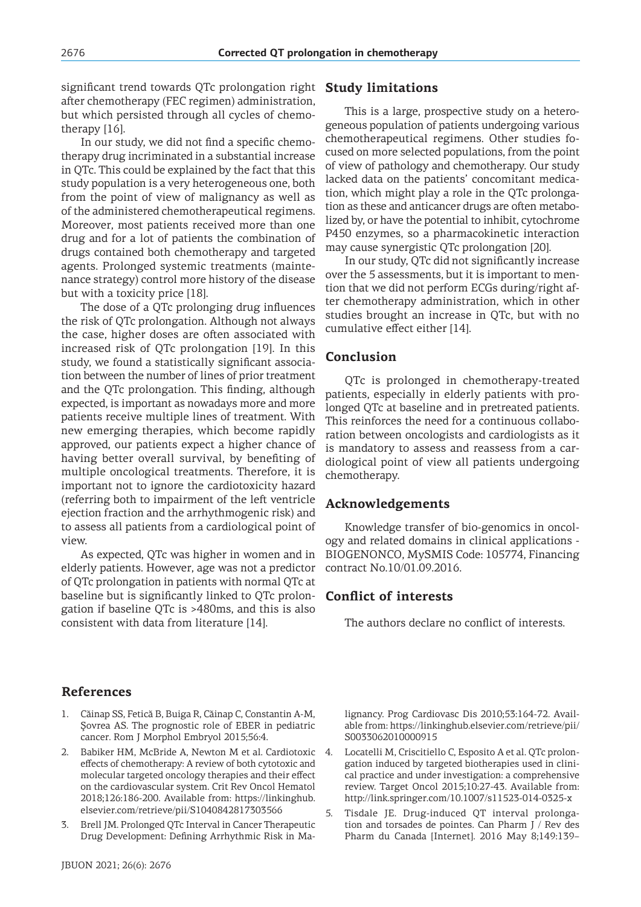significant trend towards QTc prolongation right after chemotherapy (FEC regimen) administration, but which persisted through all cycles of chemotherapy [16].

In our study, we did not find a specific chemotherapy drug incriminated in a substantial increase in QTc. This could be explained by the fact that this study population is a very heterogeneous one, both from the point of view of malignancy as well as of the administered chemotherapeutical regimens. Moreover, most patients received more than one drug and for a lot of patients the combination of drugs contained both chemotherapy and targeted agents. Prolonged systemic treatments (maintenance strategy) control more history of the disease but with a toxicity price [18].

The dose of a QTc prolonging drug influences the risk of QTc prolongation. Although not always the case, higher doses are often associated with increased risk of QTc prolongation [19]. In this study, we found a statistically significant association between the number of lines of prior treatment and the QTc prolongation. This finding, although expected, is important as nowadays more and more patients receive multiple lines of treatment. With new emerging therapies, which become rapidly approved, our patients expect a higher chance of having better overall survival, by benefiting of multiple oncological treatments. Therefore, it is important not to ignore the cardiotoxicity hazard (referring both to impairment of the left ventricle ejection fraction and the arrhythmogenic risk) and to assess all patients from a cardiological point of view.

As expected, QTc was higher in women and in elderly patients. However, age was not a predictor of QTc prolongation in patients with normal QTc at baseline but is significantly linked to QTc prolongation if baseline QTc is >480ms, and this is also consistent with data from literature [14].

## Study limitations

This is a large, prospective study on a heterogeneous population of patients undergoing various chemotherapeutical regimens. Other studies focused on more selected populations, from the point of view of pathology and chemotherapy. Our study lacked data on the patients' concomitant medication, which might play a role in the QTc prolongation as these and anticancer drugs are often metabolized by, or have the potential to inhibit, cytochrome P450 enzymes, so a pharmacokinetic interaction may cause synergistic QTc prolongation [20].

In our study, QTc did not significantly increase over the 5 assessments, but it is important to mention that we did not perform ECGs during/right after chemotherapy administration, which in other studies brought an increase in QTc, but with no cumulative effect either [14].

## Conclusion

QTc is prolonged in chemotherapy-treated patients, especially in elderly patients with prolonged QTc at baseline and in pretreated patients. This reinforces the need for a continuous collaboration between oncologists and cardiologists as it is mandatory to assess and reassess from a cardiological point of view all patients undergoing chemotherapy.

## Acknowledgements

Knowledge transfer of bio-genomics in oncology and related domains in clinical applications - BIOGENONCO, MySMIS Code: 105774, Financing contract No.10/01.09.2016.

## Conflict of interests

The authors declare no conflict of interests.

## References

1. Căinap SS, Fetică B, Buiga R, Căinap C, Constantin A-M, Şovrea AS. The prognostic role of EBER in pediatric cancer. Rom J Morphol Embryol 2015;56:4.
2. Babiker HM, McBride A, Newton M et al. Cardiotoxic effects of chemotherapy: A review of both cytotoxic and molecular targeted oncology therapies and their effect on the cardiovascular system. Crit Rev Oncol Hematol 2018;126:186-200. Available from: https://linkinghub.elsevier.com/retrieve/pii/S1040842817303566
3. Brell JM. Prolonged QTc Interval in Cancer Therapeutic Drug Development: Defining Arrhythmic Risk in Malignancy. Prog Cardiovasc Dis 2010;53:164-72. Available from: https://linkinghub.elsevier.com/retrieve/pii/S0033062010000915
4. Locatelli M, Criscitiello C, Esposito A et al. QTc prolongation induced by targeted biotherapies used in clinical practice and under investigation: a comprehensive review. Target Oncol 2015;10:27-43. Available from: http://link.springer.com/10.1007/s11523-014-0325-x
5. Tisdale JE. Drug-induced QT interval prolongation and torsades de pointes. Can Pharm J / Rev des Pharm du Canada [Internet]. 2016 May 8;149:139–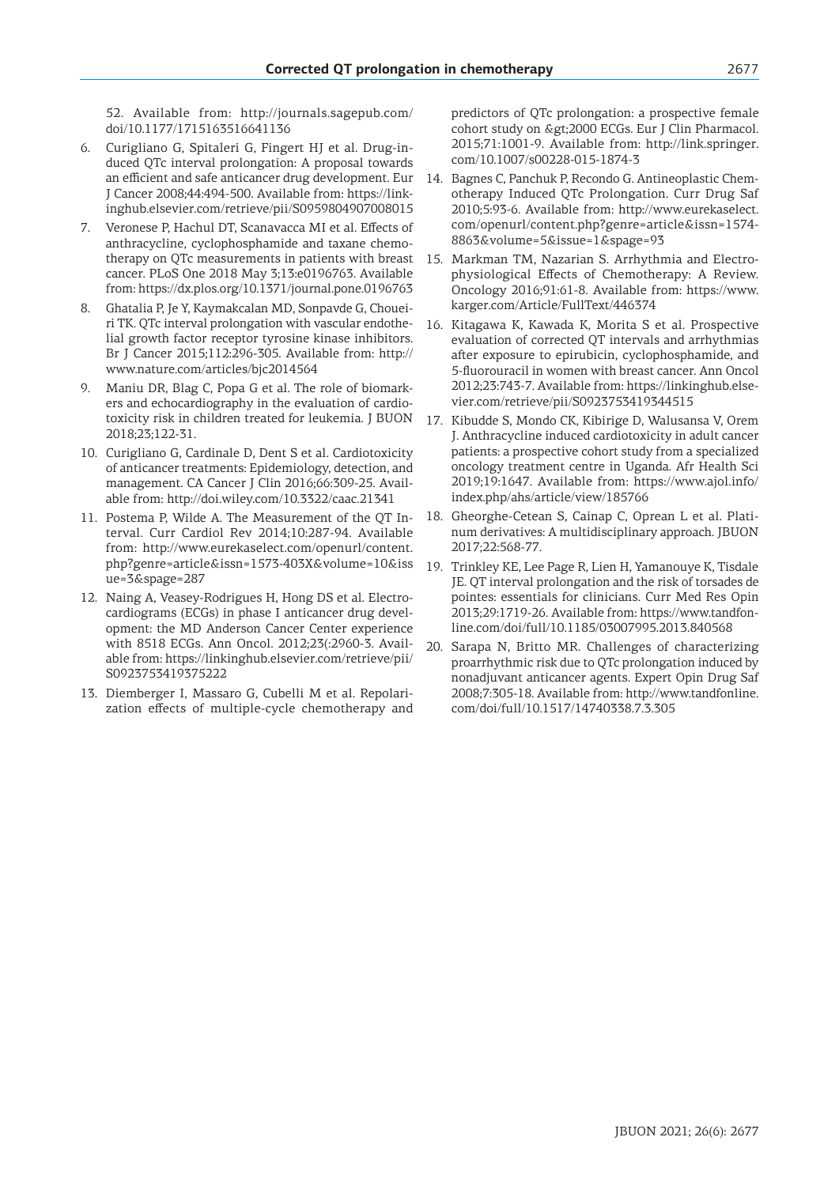52. Available from: http://journals.sagepub.com/doi/10.1177/1715163516641136

6. Curigliano G, Spitaleri G, Fingert HJ et al. Drug-induced QTc interval prolongation: A proposal towards an efficient and safe anticancer drug development. Eur J Cancer 2008;44:494-500. Available from: https://linkinghub.elsevier.com/retrieve/pii/S0959804907008015
7. Veronese P, Hachul DT, Scanavacca MI et al. Effects of anthracycline, cyclophosphamide and taxane chemotherapy on QTc measurements in patients with breast cancer. PLoS One 2018 May 3;13:e0196763. Available from: https://dx.plos.org/10.1371/journal.pone.0196763
8. Ghatalia P, Je Y, Kaymakcalan MD, Sonpavde G, Choueiri TK. QTc interval prolongation with vascular endothelial growth factor receptor tyrosine kinase inhibitors. Br J Cancer 2015;112:296-305. Available from: http://www.nature.com/articles/bjc2014564
9. Maniu DR, Blag C, Popa G et al. The role of biomarkers and echocardiography in the evaluation of cardiotoxicity risk in children treated for leukemia. J BUON 2018;23;122-31.
10. Curigliano G, Cardinale D, Dent S et al. Cardiotoxicity of anticancer treatments: Epidemiology, detection, and management. CA Cancer J Clin 2016;66:309-25. Available from: http://doi.wiley.com/10.3322/caac.21341
11. Postema P, Wilde A. The Measurement of the QT Interval. Curr Cardiol Rev 2014;10:287-94. Available from: http://www.eurekaselect.com/openurl/content.php?genre=article&issn=1573-403X&volume=10&issue=3&spage=287
12. Naing A, Veasey-Rodrigues H, Hong DS et al. Electrocardiograms (ECGs) in phase I anticancer drug development: the MD Anderson Cancer Center experience with 8518 ECGs. Ann Oncol. 2012;23(:2960-3. Available from: https://linkinghub.elsevier.com/retrieve/pii/S0923753419375222
13. Diemberger I, Massaro G, Cubelli M et al. Repolarization effects of multiple-cycle chemotherapy and predictors of QTc prolongation: a prospective female cohort study on &gt;2000 ECGs. Eur J Clin Pharmacol. 2015;71:1001-9. Available from: http://link.springer.com/10.1007/s00228-015-1874-3
14. Bagnes C, Panchuk P, Recondo G. Antineoplastic Chemotherapy Induced QTc Prolongation. Curr Drug Saf 2010;5:93-6. Available from: http://www.eurekaselect.com/openurl/content.php?genre=article&issn=1574-8863&volume=5&issue=1&spage=93
15. Markman TM, Nazarian S. Arrhythmia and Electrophysiological Effects of Chemotherapy: A Review. Oncology 2016;91:61-8. Available from: https://www.karger.com/Article/FullText/446374
16. Kitagawa K, Kawada K, Morita S et al. Prospective evaluation of corrected QT intervals and arrhythmias after exposure to epirubicin, cyclophosphamide, and 5-fluorouracil in women with breast cancer. Ann Oncol 2012;23:743-7. Available from: https://linkinghub.elsevier.com/retrieve/pii/S0923753419344515
17. Kibudde S, Mondo CK, Kibirige D, Walusansa V, Orem J. Anthracycline induced cardiotoxicity in adult cancer patients: a prospective cohort study from a specialized oncology treatment centre in Uganda. Afr Health Sci 2019;19:1647. Available from: https://www.ajol.info/index.php/ahs/article/view/185766
18. Gheorghe-Cetean S, Cainap C, Oprean L et al. Platinum derivatives: A multidisciplinary approach. JBUON 2017;22:568-77.
19. Trinkley KE, Lee Page R, Lien H, Yamanouye K, Tisdale JE. QT interval prolongation and the risk of torsades de pointes: essentials for clinicians. Curr Med Res Opin 2013;29:1719-26. Available from: https://www.tandfonline.com/doi/full/10.1185/03007995.2013.840568
20. Sarapa N, Britto MR. Challenges of characterizing proarrhythmic risk due to QTc prolongation induced by nonadjuvant anticancer agents. Expert Opin Drug Saf 2008;7:305-18. Available from: http://www.tandfonline.com/doi/full/10.1517/14740338.7.3.305